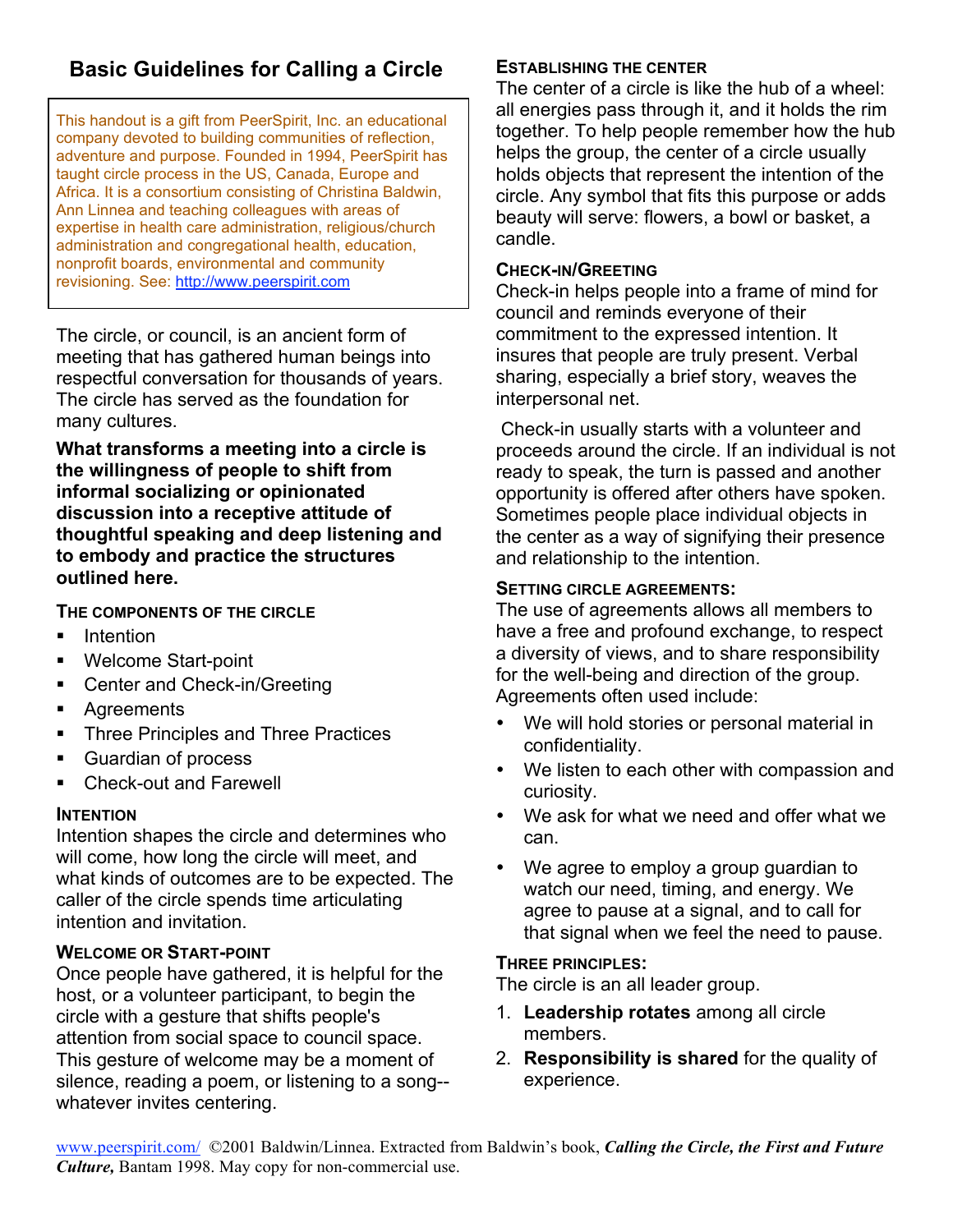# Basic Guidelines for Calling a Circle

This handout is a gift from PeerSpirit, Inc. an educational company devoted to building communities of reflection, adventure and purpose. Founded in 1994, PeerSpirit has taught circle process in the US, Canada, Europe and Africa. It is a consortium consisting of Christina Baldwin, Ann Linnea and teaching colleagues with areas of expertise in health care administration, religious/church administration and congregational health, education, nonprofit boards, environmental and community revisioning. See: [http://www.peerspirit.com](http://www.peerspirit.com)

The circle, or council, is an ancient form of meeting that has gathered human beings into respectful conversation for thousands of years. The circle has served as the foundation for many cultures.

**What transforms a meeting into a circle is the willingness of people to shift from informal socializing or opinionated discussion into a receptive attitude of thoughtful speaking and deep listening and to embody and practice the structures outlined here.**

### The Components of the Circle

- Intention
- Welcome Start-point
- Center and Check-in/Greeting
- Agreements
- Three Principles and Three Practices
- Guardian of process
- Check-out and Farewell

### Intention

Intention shapes the circle and determines who will come, how long the circle will meet, and what kinds of outcomes are to be expected. The caller of the circle spends time articulating intention and invitation.

### Welcome or Start-point

Once people have gathered, it is helpful for the host, or a volunteer participant, to begin the circle with a gesture that shifts people's attention from social space to council space. This gesture of welcome may be a moment of silence, reading a poem, or listening to a song--whatever invites centering.

### Establishing the Center

The center of a circle is like the hub of a wheel: all energies pass through it, and it holds the rim together. To help people remember how the hub helps the group, the center of a circle usually holds objects that represent the intention of the circle. Any symbol that fits this purpose or adds beauty will serve: flowers, a bowl or basket, a candle.

### Check-in/Greeting

Check-in helps people into a frame of mind for council and reminds everyone of their commitment to the expressed intention. It insures that people are truly present. Verbal sharing, especially a brief story, weaves the interpersonal net.

Check-in usually starts with a volunteer and proceeds around the circle. If an individual is not ready to speak, the turn is passed and another opportunity is offered after others have spoken. Sometimes people place individual objects in the center as a way of signifying their presence and relationship to the intention.

### Setting Circle Agreements:

The use of agreements allows all members to have a free and profound exchange, to respect a diversity of views, and to share responsibility for the well-being and direction of the group. Agreements often used include:

- We will hold stories or personal material in confidentiality.
- We listen to each other with compassion and curiosity.
- We ask for what we need and offer what we can.
- We agree to employ a group guardian to watch our need, timing, and energy. We agree to pause at a signal, and to call for that signal when we feel the need to pause.

### Three Principles:

The circle is an all leader group.

1. **Leadership rotates** among all circle members.
2. **Responsibility is shared** for the quality of experience.

[www.peerspirit.com/](http://www.peerspirit.com/) ©2001 Baldwin/Linnea. Extracted from Baldwin's book, ***Calling the Circle, the First and Future Culture,*** Bantam 1998. May copy for non-commercial use.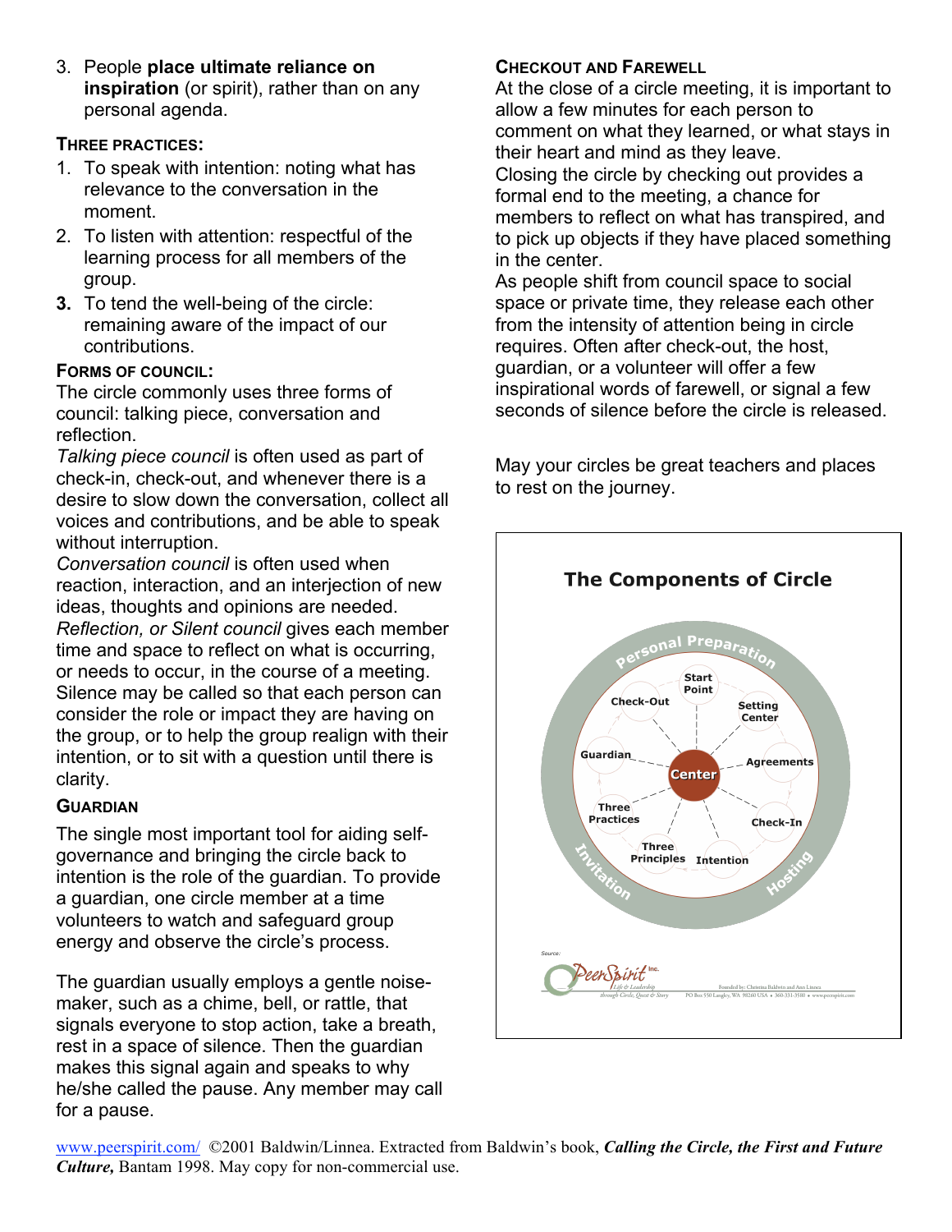3. People **place ultimate reliance on inspiration** (or spirit), rather than on any personal agenda.

**THREE PRACTICES:**

1. To speak with intention: noting what has relevance to the conversation in the moment.
2. To listen with attention: respectful of the learning process for all members of the group.
3. To tend the well-being of the circle: remaining aware of the impact of our contributions.

**FORMS OF COUNCIL:**

The circle commonly uses three forms of council: talking piece, conversation and reflection.

*Talking piece council* is often used as part of check-in, check-out, and whenever there is a desire to slow down the conversation, collect all voices and contributions, and be able to speak without interruption.

*Conversation council* is often used when reaction, interaction, and an interjection of new ideas, thoughts and opinions are needed.

*Reflection, or Silent council* gives each member time and space to reflect on what is occurring, or needs to occur, in the course of a meeting. Silence may be called so that each person can consider the role or impact they are having on the group, or to help the group realign with their intention, or to sit with a question until there is clarity.

**GUARDIAN**

The single most important tool for aiding self-governance and bringing the circle back to intention is the role of the guardian. To provide a guardian, one circle member at a time volunteers to watch and safeguard group energy and observe the circle's process.

The guardian usually employs a gentle noise-maker, such as a chime, bell, or rattle, that signals everyone to stop action, take a breath, rest in a space of silence. Then the guardian makes this signal again and speaks to why he/she called the pause. Any member may call for a pause.

**CHECKOUT AND FAREWELL**

At the close of a circle meeting, it is important to allow a few minutes for each person to comment on what they learned, or what stays in their heart and mind as they leave.

Closing the circle by checking out provides a formal end to the meeting, a chance for members to reflect on what has transpired, and to pick up objects if they have placed something in the center.

As people shift from council space to social space or private time, they release each other from the intensity of attention being in circle requires. Often after check-out, the host, guardian, or a volunteer will offer a few inspirational words of farewell, or signal a few seconds of silence before the circle is released.

May your circles be great teachers and places to rest on the journey.

**The Components of Circle**

Personal Preparation

Invitation

Hosting

Start Point

Setting Center

Agreements

Check-In

Intention

Three Principles

Three Practices

Guardian

Check-Out

Center

Source: PeerSpirit Inc.

[www.peerspirit.com/](http://www.peerspirit.com/) ©2001 Baldwin/Linnea. Extracted from Baldwin's book, ***Calling the Circle, the First and Future Culture,*** Bantam 1998. May copy for non-commercial use.